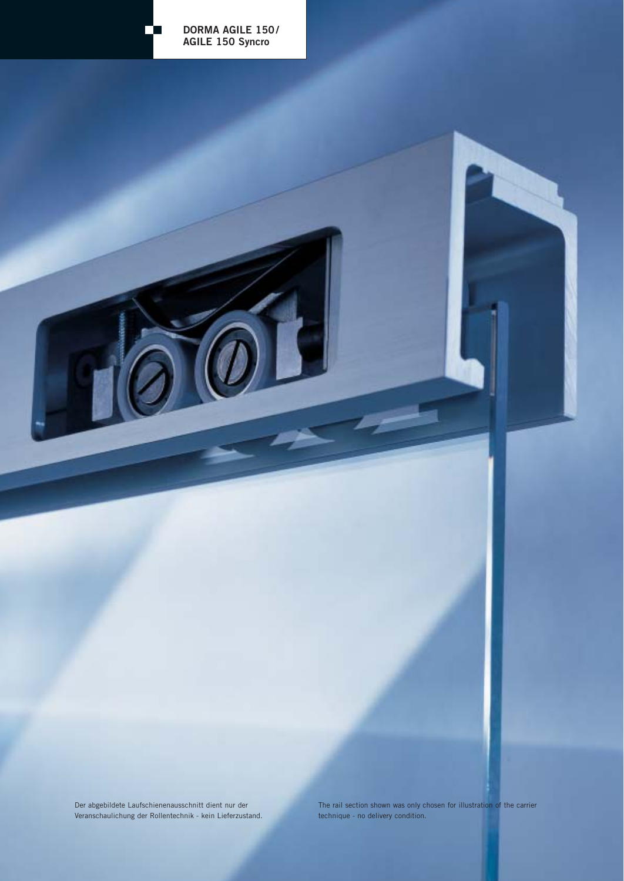**DORMA AGILE 150/**
**AGILE 150 Syncro**

Der abgebildete Laufschienenausschnitt dient nur der Veranschaulichung der Rollentechnik - kein Lieferzustand.

The rail section shown was only chosen for illustration of the carrier technique - no delivery condition.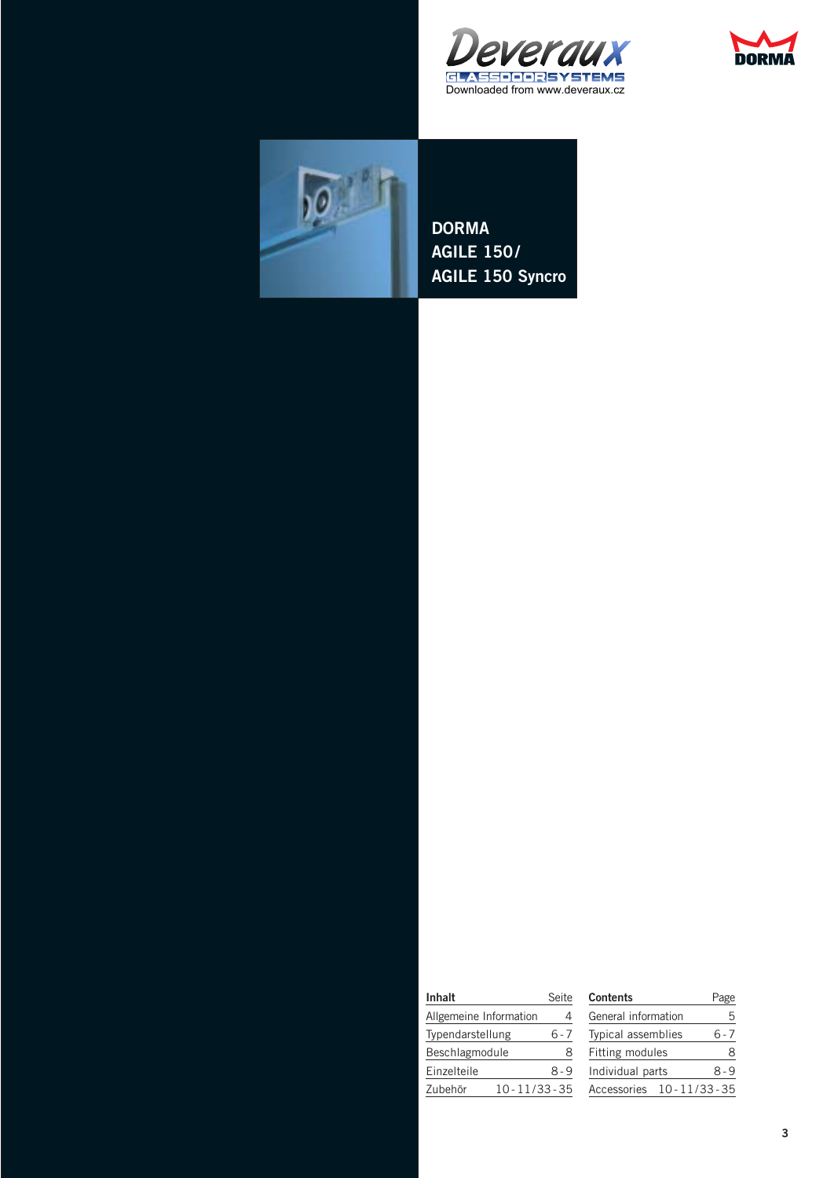Deveraux GLASSDOORSYSTEMS
Downloaded from www.deveraux.cz

DORMA

# DORMA AGILE 150/ AGILE 150 Syncro

| Inhalt | Seite |
|---|---|
| Allgemeine Information | 4 |
| Typendarstellung | 6 - 7 |
| Beschlagmodule | 8 |
| Einzelteile | 8 - 9 |
| Zubehör | 10 - 11/33 - 35 |

| Contents | Page |
|---|---|
| General information | 5 |
| Typical assemblies | 6 - 7 |
| Fitting modules | 8 |
| Individual parts | 8 - 9 |
| Accessories | 10 - 11/33 - 35 |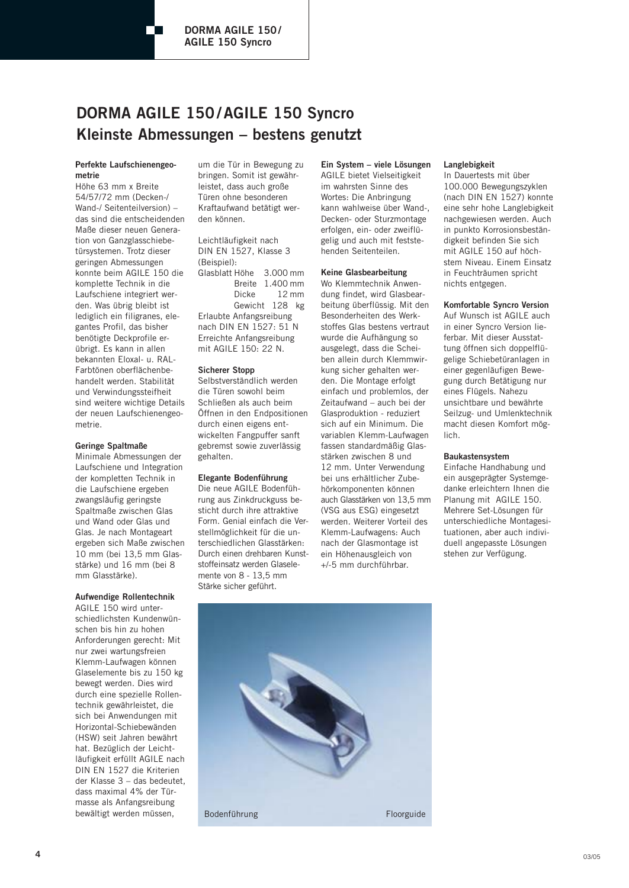# DORMA AGILE 150/AGILE 150 Syncro
## Kleinste Abmessungen – bestens genutzt

**Perfekte Laufschienengeometrie**
Höhe 63 mm x Breite 54/57/72 mm (Decken-/Wand-/Seitenteilversion) – das sind die entscheidenden Maße dieser neuen Generation von Ganzglasschiebetürsystemen. Trotz dieser geringen Abmessungen konnte beim AGILE 150 die komplette Technik in die Laufschiene integriert werden. Was übrig bleibt ist lediglich ein filigranes, elegantes Profil, das bisher benötigte Deckprofile erübrigt. Es kann in allen bekannten Eloxal- u. RAL-Farbtönen oberflächenbehandelt werden. Stabilität und Verwindungssteifheit sind weitere wichtige Details der neuen Laufschienengeometrie.

**Geringe Spaltmaße**
Minimale Abmessungen der Laufschiene und Integration der kompletten Technik in die Laufschiene ergeben zwangsläufig geringste Spaltmaße zwischen Glas und Wand oder Glas und Glas. Je nach Montageart ergeben sich Maße zwischen 10 mm (bei 13,5 mm Glasstärke) und 16 mm (bei 8 mm Glasstärke).

**Aufwendige Rollentechnik**
AGILE 150 wird unterschiedlichsten Kundenwünschen bis hin zu hohen Anforderungen gerecht: Mit nur zwei wartungsfreien Klemm-Laufwagen können Glaselemente bis zu 150 kg bewegt werden. Dies wird durch eine spezielle Rollentechnik gewährleistet, die sich bei Anwendungen mit Horizontal-Schiebewänden (HSW) seit Jahren bewährt hat. Bezüglich der Leichtläufigkeit erfüllt AGILE nach DIN EN 1527 die Kriterien der Klasse 3 – das bedeutet, dass maximal 4% der Türmasse als Anfangsreibung bewältigt werden müssen, um die Tür in Bewegung zu bringen. Somit ist gewährleistet, dass auch große Türen ohne besonderen Kraftaufwand betätigt werden können.

Leichtläufigkeit nach DIN EN 1527, Klasse 3 (Beispiel):

| Glasblatt | | |
|---|---|---|
| Höhe | 3.000 | mm |
| Breite | 1.400 | mm |
| Dicke | 12 | mm |
| Gewicht | 128 | kg |

Erlaubte Anfangsreibung nach DIN EN 1527: 51 N
Erreichte Anfangsreibung mit AGILE 150: 22 N.

**Sicherer Stopp**
Selbstverständlich werden die Türen sowohl beim Schließen als auch beim Öffnen in den Endpositionen durch einen eigens entwickelten Fangpuffer sanft gebremst sowie zuverlässig gehalten.

**Elegante Bodenführung**
Die neue AGILE Bodenführung aus Zinkdruckguss besticht durch ihre attraktive Form. Genial einfach die Verstellmöglichkeit für die unterschiedlichen Glasstärken: Durch einen drehbaren Kunststoffeinsatz werden Glaselemente von 8 - 13,5 mm Stärke sicher geführt.

**Ein System – viele Lösungen**
AGILE bietet Vielseitigkeit im wahrsten Sinne des Wortes: Die Anbringung kann wahlweise über Wand-, Decken- oder Sturzmontage erfolgen, ein- oder zweiflügelig und auch mit feststehenden Seitenteilen.

**Keine Glasbearbeitung**
Wo Klemmtechnik Anwendung findet, wird Glasbearbeitung überflüssig. Mit den Besonderheiten des Werkstoffes Glas bestens vertraut wurde die Aufhängung so ausgelegt, dass die Scheiben allein durch Klemmwirkung sicher gehalten werden. Die Montage erfolgt einfach und problemlos, der Zeitaufwand – auch bei der Glasproduktion - reduziert sich auf ein Minimum. Die variablen Klemm-Laufwagen fassen standardmäßig Glasstärken zwischen 8 und 12 mm. Unter Verwendung bei uns erhältlicher Zubehörkomponenten können auch Glasstärken von 13,5 mm (VSG aus ESG) eingesetzt werden. Weiterer Vorteil des Klemm-Laufwagens: Auch nach der Glasmontage ist ein Höhenausgleich von +/-5 mm durchführbar.

**Langlebigkeit**
In Dauertests mit über 100.000 Bewegungszyklen (nach DIN EN 1527) konnte eine sehr hohe Langlebigkeit nachgewiesen werden. Auch in punkto Korrosionsbeständigkeit befinden Sie sich mit AGILE 150 auf höchstem Niveau. Einem Einsatz in Feuchträumen spricht nichts entgegen.

**Komfortable Syncro Version**
Auf Wunsch ist AGILE auch in einer Syncro Version lieferbar. Mit dieser Ausstattung öffnen sich doppelflügelige Schiebetüranlagen in einer gegenläufigen Bewegung durch Betätigung nur eines Flügels. Nahezu unsichtbare und bewährte Seilzug- und Umlenktechnik macht diesen Komfort möglich.

**Baukastensystem**
Einfache Handhabung und ein ausgeprägter Systemgedanke erleichtern Ihnen die Planung mit AGILE 150. Mehrere Set-Lösungen für unterschiedliche Montagesituationen, aber auch individuell angepasste Lösungen stehen zur Verfügung.

Bodenführung Floorguide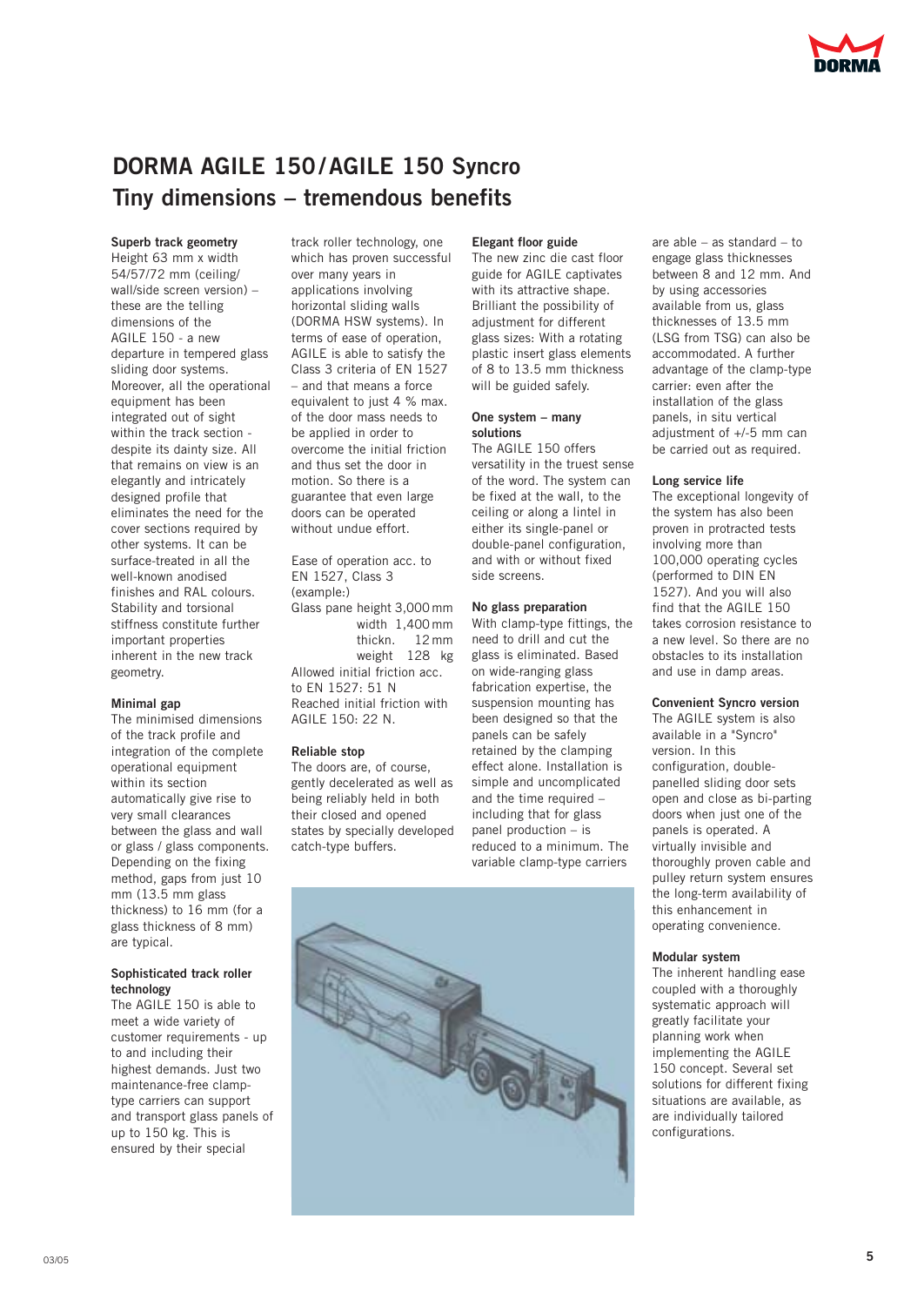# DORMA AGILE 150/AGILE 150 Syncro
## Tiny dimensions – tremendous benefits

**Superb track geometry**
Height 63 mm x width 54/57/72 mm (ceiling/ wall/side screen version) – these are the telling dimensions of the AGILE 150 - a new departure in tempered glass sliding door systems. Moreover, all the operational equipment has been integrated out of sight within the track section - despite its dainty size. All that remains on view is an elegantly and intricately designed profile that eliminates the need for the cover sections required by other systems. It can be surface-treated in all the well-known anodised finishes and RAL colours. Stability and torsional stiffness constitute further important properties inherent in the new track geometry.

**Minimal gap**
The minimised dimensions of the track profile and integration of the complete operational equipment within its section automatically give rise to very small clearances between the glass and wall or glass / glass components. Depending on the fixing method, gaps from just 10 mm (13.5 mm glass thickness) to 16 mm (for a glass thickness of 8 mm) are typical.

**Sophisticated track roller technology**
The AGILE 150 is able to meet a wide variety of customer requirements - up to and including their highest demands. Just two maintenance-free clamp-type carriers can support and transport glass panels of up to 150 kg. This is ensured by their special track roller technology, one which has proven successful over many years in applications involving horizontal sliding walls (DORMA HSW systems). In terms of ease of operation, AGILE is able to satisfy the Class 3 criteria of EN 1527 – and that means a force equivalent to just 4 % max. of the door mass needs to be applied in order to overcome the initial friction and thus set the door in motion. So there is a guarantee that even large doors can be operated without undue effort.

Ease of operation acc. to EN 1527, Class 3 (example:)

| Glass pane | | |
|---|---|---|
| height | 3,000 | mm |
| width | 1,400 | mm |
| thickn. | 12 | mm |
| weight | 128 | kg |

Allowed initial friction acc. to EN 1527: 51 N
Reached initial friction with AGILE 150: 22 N.

**Reliable stop**
The doors are, of course, gently decelerated as well as being reliably held in both their closed and opened states by specially developed catch-type buffers.

**Elegant floor guide**
The new zinc die cast floor guide for AGILE captivates with its attractive shape. Brilliant the possibility of adjustment for different glass sizes: With a rotating plastic insert glass elements of 8 to 13.5 mm thickness will be guided safely.

**One system – many solutions**
The AGILE 150 offers versatility in the truest sense of the word. The system can be fixed at the wall, to the ceiling or along a lintel in either its single-panel or double-panel configuration, and with or without fixed side screens.

**No glass preparation**
With clamp-type fittings, the need to drill and cut the glass is eliminated. Based on wide-ranging glass fabrication expertise, the suspension mounting has been designed so that the panels can be safely retained by the clamping effect alone. Installation is simple and uncomplicated and the time required – including that for glass panel production – is reduced to a minimum. The variable clamp-type carriers are able – as standard – to engage glass thicknesses between 8 and 12 mm. And by using accessories available from us, glass thicknesses of 13.5 mm (LSG from TSG) can also be accommodated. A further advantage of the clamp-type carrier: even after the installation of the glass panels, in situ vertical adjustment of +/-5 mm can be carried out as required.

**Long service life**
The exceptional longevity of the system has also been proven in protracted tests involving more than 100,000 operating cycles (performed to DIN EN 1527). And you will also find that the AGILE 150 takes corrosion resistance to a new level. So there are no obstacles to its installation and use in damp areas.

**Convenient Syncro version**
The AGILE system is also available in a "Syncro" version. In this configuration, double-panelled sliding door sets open and close as bi-parting doors when just one of the panels is operated. A virtually invisible and thoroughly proven cable and pulley return system ensures the long-term availability of this enhancement in operating convenience.

**Modular system**
The inherent handling ease coupled with a thoroughly systematic approach will greatly facilitate your planning work when implementing the AGILE 150 concept. Several set solutions for different fixing situations are available, as are individually tailored configurations.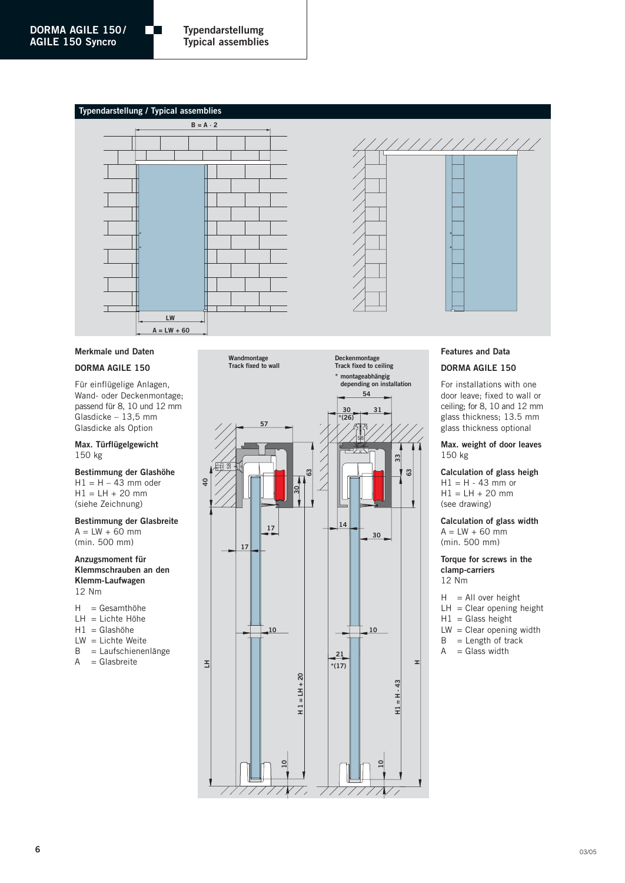# DORMA AGILE 150/ AGILE 150 Syncro

## Typendarstellumg
## Typical assemblies

### Typendarstellung / Typical assemblies

### Merkmale und Daten

**DORMA AGILE 150**

Für einflügelige Anlagen, Wand- oder Deckenmontage; passend für 8, 10 und 12 mm Glasdicke – 13,5 mm Glasdicke als Option

**Max. Türflügelgewicht**
150 kg

**Bestimmung der Glashöhe**
H1 = H – 43 mm oder
H1 = LH + 20 mm
(siehe Zeichnung)

**Bestimmung der Glasbreite**
A = LW + 60 mm
(min. 500 mm)

**Anzugsmoment für Klemmschrauben an den Klemm-Laufwagen**
12 Nm

- H = Gesamthöhe
- LH = Lichte Höhe
- H1 = Glashöhe
- LW = Lichte Weite
- B = Laufschienenlänge
- A = Glasbreite

### Features and Data

**DORMA AGILE 150**

For installations with one door leave; fixed to wall or ceiling; for 8, 10 and 12 mm glass thickness; 13.5 mm glass thickness optional

**Max. weight of door leaves**
150 kg

**Calculation of glass heigh**
H1 = H - 43 mm or
H1 = LH + 20 mm
(see drawing)

**Calculation of glass width**
A = LW + 60 mm
(min. 500 mm)

**Torque for screws in the clamp-carriers**
12 Nm

- H = All over height
- LH = Clear opening height
- H1 = Glass height
- LW = Clear opening width
- B = Length of track
- A = Glass width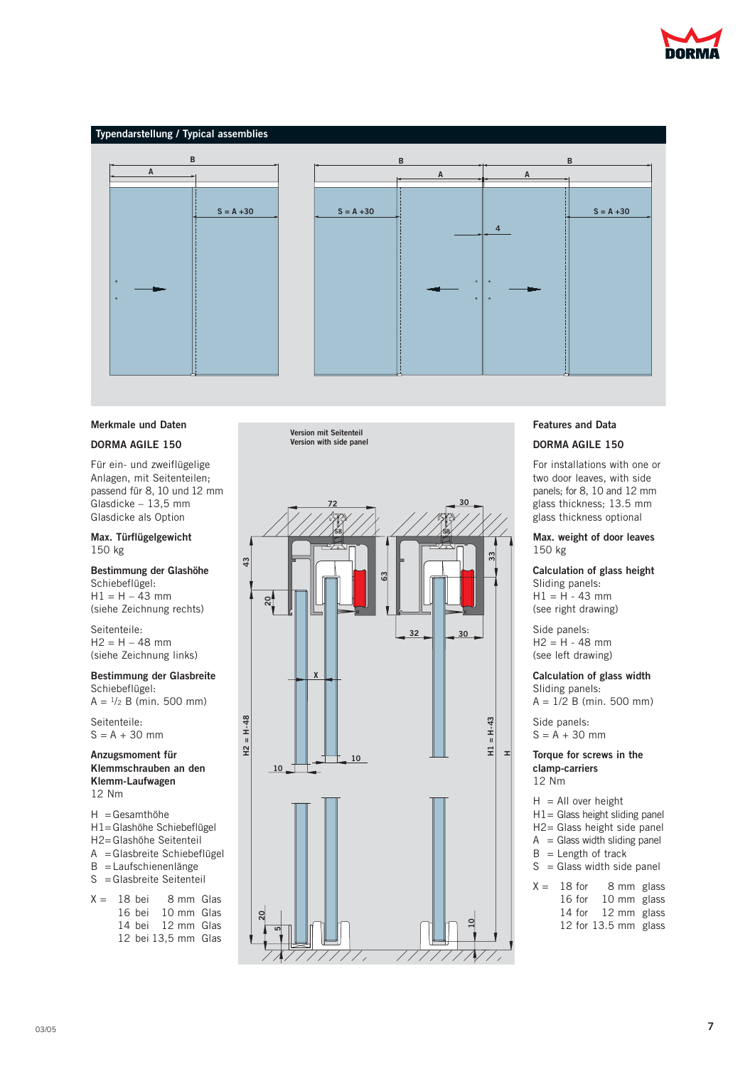## Typendarstellung / Typical assemblies

## Merkmale und Daten

### DORMA AGILE 150

Für ein- und zweiflügelige Anlagen, mit Seitenteilen; passend für 8, 10 und 12 mm Glasdicke – 13,5 mm Glasdicke als Option

**Max. Türflügelgewicht**
150 kg

**Bestimmung der Glashöhe**
Schiebeflügel:
H1 = H – 43 mm
(siehe Zeichnung rechts)

Seitenteile:
H2 = H – 48 mm
(siehe Zeichnung links)

**Bestimmung der Glasbreite**
Schiebeflügel:
A = ½ B (min. 500 mm)

Seitenteile:
S = A + 30 mm

**Anzugsmoment für Klemmschrauben an den Klemm-Laufwagen**
12 Nm

H = Gesamthöhe
H1 = Glashöhe Schiebeflügel
H2 = Glashöhe Seitenteil
A = Glasbreite Schiebeflügel
B = Laufschienenlänge
S = Glasbreite Seitenteil

X = 18 bei 8 mm Glas
16 bei 10 mm Glas
14 bei 12 mm Glas
12 bei 13,5 mm Glas

Version mit Seitenteil
Version with side panel

## Features and Data

### DORMA AGILE 150

For installations with one or two door leaves, with side panels; for 8, 10 and 12 mm glass thickness; 13.5 mm glass thickness optional

**Max. weight of door leaves**
150 kg

**Calculation of glass height**
Sliding panels:
H1 = H - 43 mm
(see right drawing)

Side panels:
H2 = H - 48 mm
(see left drawing)

**Calculation of glass width**
Sliding panels:
A = 1/2 B (min. 500 mm)

Side panels:
S = A + 30 mm

**Torque for screws in the clamp-carriers**
12 Nm

H = All over height
H1 = Glass height sliding panel
H2 = Glass height side panel
A = Glass width sliding panel
B = Length of track
S = Glass width side panel

X = 18 for 8 mm glass
16 for 10 mm glass
14 for 12 mm glass
12 for 13.5 mm glass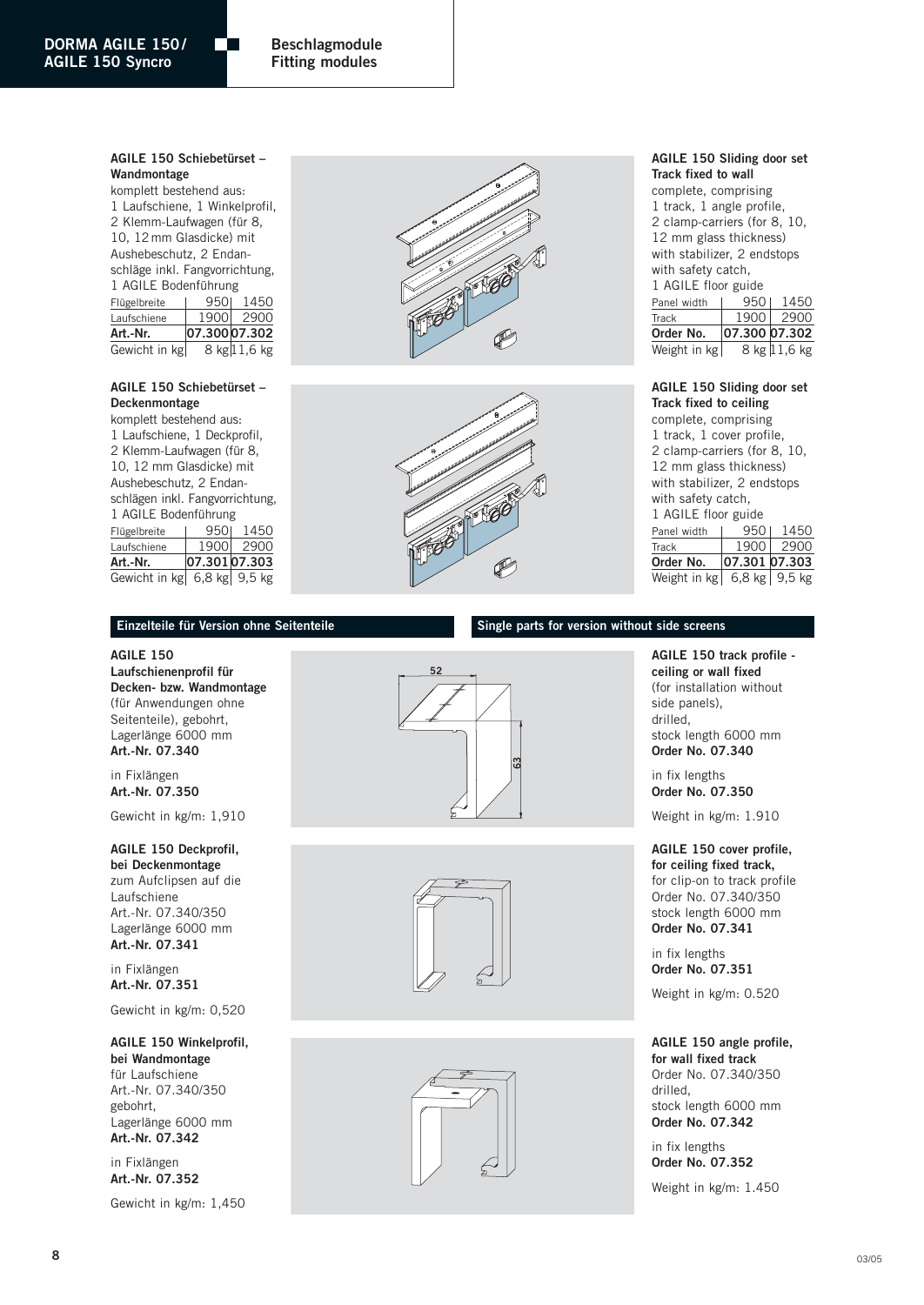### AGILE 150 Schiebetürset – Wandmontage

komplett bestehend aus:
1 Laufschiene, 1 Winkelprofil, 2 Klemm-Laufwagen (für 8, 10, 12 mm Glasdicke) mit Aushebeschutz, 2 Endanschläge inkl. Fangvorrichtung, 1 AGILE Bodenführung

| Flügelbreite | 950 | 1450 |
|---|---|---|
| Laufschiene | 1900 | 2900 |
| **Art.-Nr.** | **07.300** | **07.302** |
| Gewicht in kg | 8 kg | 11,6 kg |

### AGILE 150 Sliding door set Track fixed to wall

complete, comprising
1 track, 1 angle profile, 2 clamp-carriers (for 8, 10, 12 mm glass thickness) with stabilizer, 2 endstops with safety catch, 1 AGILE floor guide

| Panel width | 950 | 1450 |
|---|---|---|
| Track | 1900 | 2900 |
| **Order No.** | **07.300** | **07.302** |
| Weight in kg | 8 kg | 11,6 kg |

### AGILE 150 Schiebetürset – Deckenmontage

komplett bestehend aus:
1 Laufschiene, 1 Deckprofil, 2 Klemm-Laufwagen (für 8, 10, 12 mm Glasdicke) mit Aushebeschutz, 2 Endanschlägen inkl. Fangvorrichtung, 1 AGILE Bodenführung

| Flügelbreite | 950 | 1450 |
|---|---|---|
| Laufschiene | 1900 | 2900 |
| **Art.-Nr.** | **07.301** | **07.303** |
| Gewicht in kg | 6,8 kg | 9,5 kg |

### AGILE 150 Sliding door set Track fixed to ceiling

complete, comprising
1 track, 1 cover profile, 2 clamp-carriers (for 8, 10, 12 mm glass thickness) with stabilizer, 2 endstops with safety catch, 1 AGILE floor guide

| Panel width | 950 | 1450 |
|---|---|---|
| Track | 1900 | 2900 |
| **Order No.** | **07.301** | **07.303** |
| Weight in kg | 6,8 kg | 9,5 kg |

## Einzelteile für Version ohne Seitenteile

## Single parts for version without side screens

**AGILE 150 Laufschienenprofil für Decken- bzw. Wandmontage** (für Anwendungen ohne Seitenteile), gebohrt, Lagerlänge 6000 mm
**Art.-Nr. 07.340**

in Fixlängen
**Art.-Nr. 07.350**

Gewicht in kg/m: 1,910

**AGILE 150 track profile - ceiling or wall fixed** (for installation without side panels), drilled, stock length 6000 mm
**Order No. 07.340**

in fix lengths
**Order No. 07.350**

Weight in kg/m: 1.910

52

63

**AGILE 150 Deckprofil, bei Deckenmontage** zum Aufclipsen auf die Laufschiene Art.-Nr. 07.340/350 Lagerlänge 6000 mm
**Art.-Nr. 07.341**

in Fixlängen
**Art.-Nr. 07.351**

Gewicht in kg/m: 0,520

**AGILE 150 cover profile, for ceiling fixed track,** for clip-on to track profile Order No. 07.340/350 stock length 6000 mm
**Order No. 07.341**

in fix lengths
**Order No. 07.351**

Weight in kg/m: 0.520

**AGILE 150 Winkelprofil, bei Wandmontage** für Laufschiene Art.-Nr. 07.340/350 gebohrt, Lagerlänge 6000 mm
**Art.-Nr. 07.342**

in Fixlängen
**Art.-Nr. 07.352**

Gewicht in kg/m: 1,450

**AGILE 150 angle profile, for wall fixed track** Order No. 07.340/350 drilled, stock length 6000 mm
**Order No. 07.342**

in fix lengths
**Order No. 07.352**

Weight in kg/m: 1.450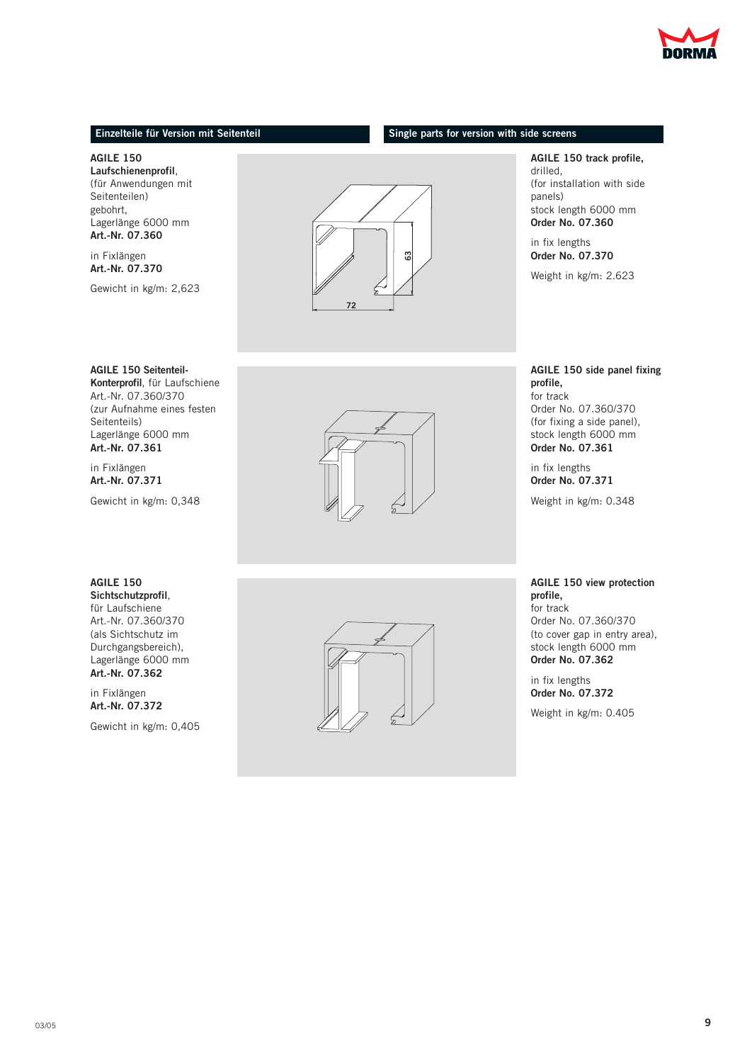## Einzelteile für Version mit Seitenteil

**AGILE 150 Laufschienenprofil**, (für Anwendungen mit Seitenteilen) gebohrt, Lagerlänge 6000 mm
**Art.-Nr. 07.360**

in Fixlängen
**Art.-Nr. 07.370**

Gewicht in kg/m: 2,623

**AGILE 150 Seitenteil-Konterprofil**, für Laufschiene Art.-Nr. 07.360/370 (zur Aufnahme eines festen Seitenteils) Lagerlänge 6000 mm
**Art.-Nr. 07.361**

in Fixlängen
**Art.-Nr. 07.371**

Gewicht in kg/m: 0,348

**AGILE 150 Sichtschutzprofil**, für Laufschiene Art.-Nr. 07.360/370 (als Sichtschutz im Durchgangsbereich), Lagerlänge 6000 mm
**Art.-Nr. 07.362**

in Fixlängen
**Art.-Nr. 07.372**

Gewicht in kg/m: 0,405

## Single parts for version with side screens

**AGILE 150 track profile,** drilled, (for installation with side panels) stock length 6000 mm
**Order No. 07.360**

in fix lengths
**Order No. 07.370**

Weight in kg/m: 2.623

72

63

**AGILE 150 side panel fixing profile,** for track Order No. 07.360/370 (for fixing a side panel), stock length 6000 mm
**Order No. 07.361**

in fix lengths
**Order No. 07.371**

Weight in kg/m: 0.348

**AGILE 150 view protection profile,** for track Order No. 07.360/370 (to cover gap in entry area), stock length 6000 mm
**Order No. 07.362**

in fix lengths
**Order No. 07.372**

Weight in kg/m: 0.405

03/05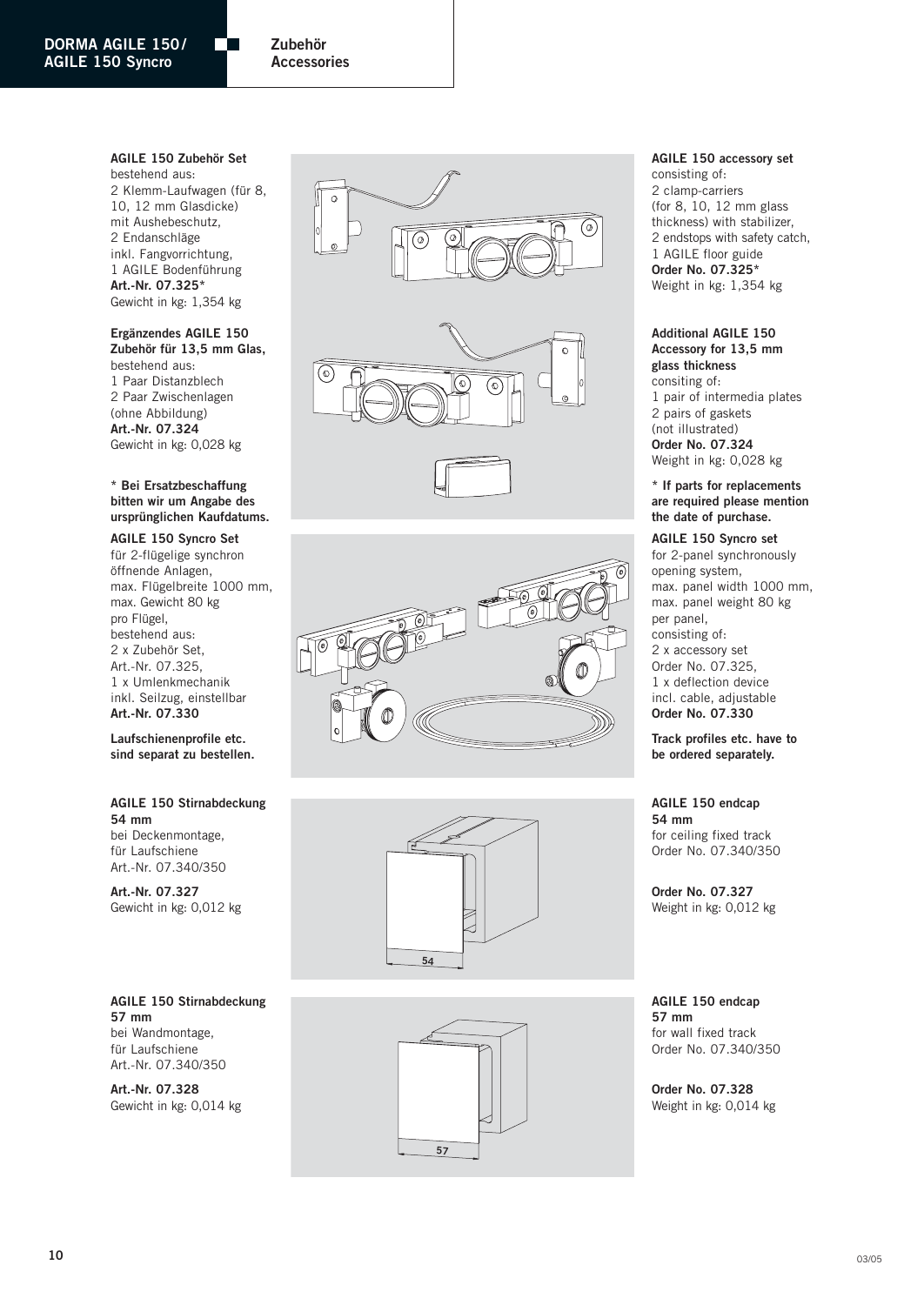## Zubehör
## Accessories

**AGILE 150 Zubehör Set**
bestehend aus:
2 Klemm-Laufwagen (für 8, 10, 12 mm Glasdicke) mit Aushebeschutz,
2 Endanschläge inkl. Fangvorrichtung,
1 AGILE Bodenführung
**Art.-Nr. 07.325***
Gewicht in kg: 1,354 kg

**Ergänzendes AGILE 150 Zubehör für 13,5 mm Glas,**
bestehend aus:
1 Paar Distanzblech
2 Paar Zwischenlagen (ohne Abbildung)
**Art.-Nr. 07.324**
Gewicht in kg: 0,028 kg

*** Bei Ersatzbeschaffung bitten wir um Angabe des ursprünglichen Kaufdatums.**

**AGILE 150 Syncro Set**
für 2-flügelige synchron öffnende Anlagen,
max. Flügelbreite 1000 mm,
max. Gewicht 80 kg pro Flügel,
bestehend aus:
2 x Zubehör Set, Art.-Nr. 07.325,
1 x Umlenkmechanik inkl. Seilzug, einstellbar
**Art.-Nr. 07.330**

**Laufschienenprofile etc. sind separat zu bestellen.**

**AGILE 150 Stirnabdeckung 54 mm**
bei Deckenmontage, für Laufschiene Art.-Nr. 07.340/350

**Art.-Nr. 07.327**
Gewicht in kg: 0,012 kg

**AGILE 150 Stirnabdeckung 57 mm**
bei Wandmontage, für Laufschiene Art.-Nr. 07.340/350

**Art.-Nr. 07.328**
Gewicht in kg: 0,014 kg

54

57

**AGILE 150 accessory set**
consisting of:
2 clamp-carriers (for 8, 10, 12 mm glass thickness) with stabilizer,
2 endstops with safety catch,
1 AGILE floor guide
**Order No. 07.325***
Weight in kg: 1,354 kg

**Additional AGILE 150 Accessory for 13,5 mm glass thickness**
consiting of:
1 pair of intermedia plates
2 pairs of gaskets (not illustrated)
**Order No. 07.324**
Weight in kg: 0,028 kg

*** If parts for replacements are required please mention the date of purchase.**

**AGILE 150 Syncro set**
for 2-panel synchronously opening system,
max. panel width 1000 mm,
max. panel weight 80 kg per panel,
consisting of:
2 x accessory set Order No. 07.325,
1 x deflection device incl. cable, adjustable
**Order No. 07.330**

**Track profiles etc. have to be ordered separately.**

**AGILE 150 endcap 54 mm**
for ceiling fixed track Order No. 07.340/350

**Order No. 07.327**
Weight in kg: 0,012 kg

**AGILE 150 endcap 57 mm**
for wall fixed track Order No. 07.340/350

**Order No. 07.328**
Weight in kg: 0,014 kg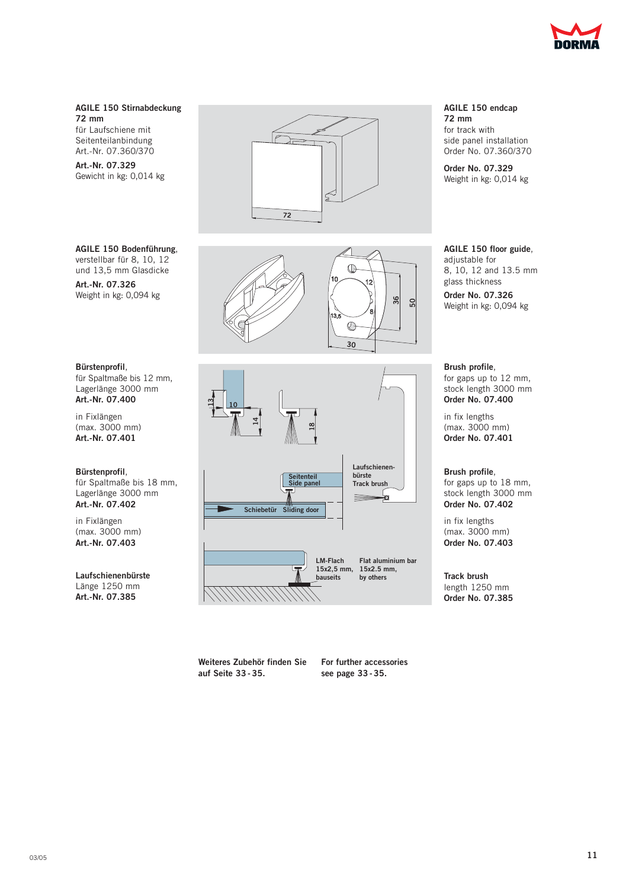**AGILE 150 Stirnabdeckung 72 mm**
für Laufschiene mit Seitenteilanbindung Art.-Nr. 07.360/370

**Art.-Nr. 07.329**
Gewicht in kg: 0,014 kg

**AGILE 150 endcap 72 mm**
for track with side panel installation Order No. 07.360/370

**Order No. 07.329**
Weight in kg: 0,014 kg

**AGILE 150 Bodenführung**, verstellbar für 8, 10, 12 und 13,5 mm Glasdicke

**Art.-Nr. 07.326**
Weight in kg: 0,094 kg

**AGILE 150 floor guide**, adjustable for 8, 10, 12 and 13.5 mm glass thickness

**Order No. 07.326**
Weight in kg: 0,094 kg

**Bürstenprofil**, für Spaltmaße bis 12 mm, Lagerlänge 3000 mm
**Art.-Nr. 07.400**

in Fixlängen (max. 3000 mm)
**Art.-Nr. 07.401**

**Brush profile**, for gaps up to 12 mm, stock length 3000 mm
**Order No. 07.400**

in fix lengths (max. 3000 mm)
**Order No. 07.401**

**Bürstenprofil**, für Spaltmaße bis 18 mm, Lagerlänge 3000 mm
**Art.-Nr. 07.402**

in Fixlängen (max. 3000 mm)
**Art.-Nr. 07.403**

**Brush profile**, for gaps up to 18 mm, stock length 3000 mm
**Order No. 07.402**

in fix lengths (max. 3000 mm)
**Order No. 07.403**

**Laufschienenbürste**
Länge 1250 mm
**Art.-Nr. 07.385**

**Track brush**
length 1250 mm
**Order No. 07.385**

**Weiteres Zubehör finden Sie auf Seite 33 - 35.**

**For further accessories see page 33 - 35.**